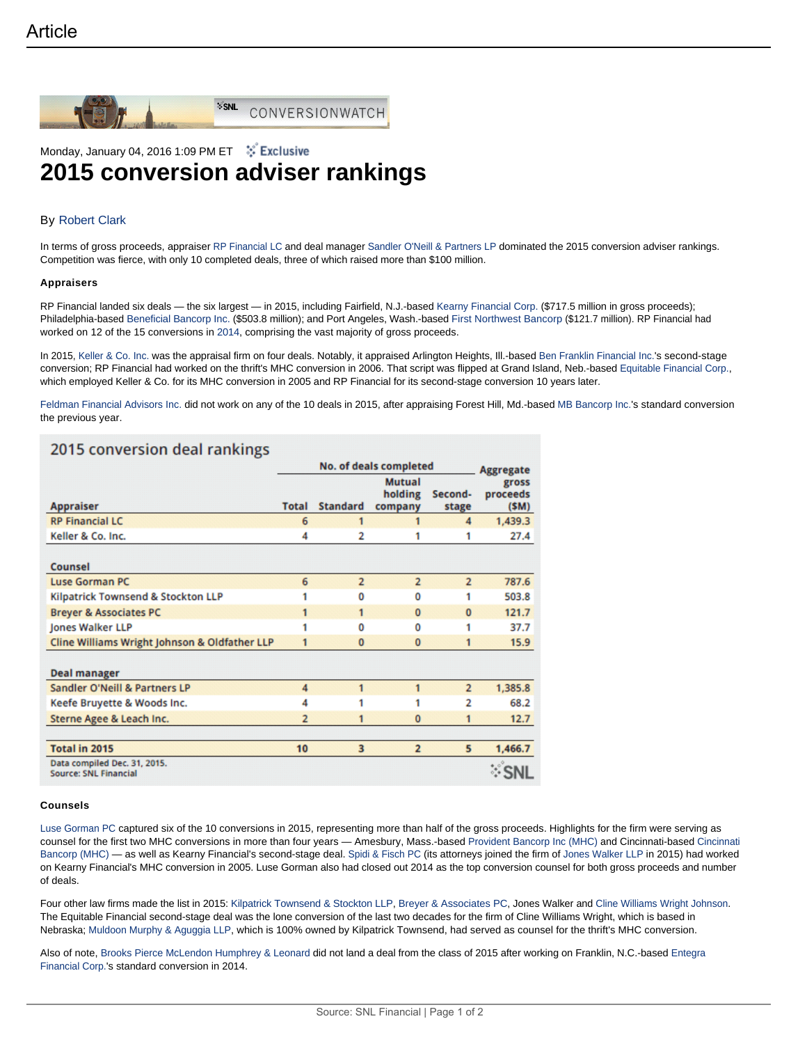Article

SNL CONVERSIONWATCH

Monday, January 04, 2016 1:09 PM ET Exclusive

# 2015 conversion adviser rankings

By Robert Clark

In terms of gross proceeds, appraiser RP Financial LC and deal manager Sandler O'Neill & Partners LP dominated the 2015 conversion adviser rankings. Competition was fierce, with only 10 completed deals, three of which raised more than $100 million.

### Appraisers

RP Financial landed six deals — the six largest — in 2015, including Fairfield, N.J.-based Kearny Financial Corp. ($717.5 million in gross proceeds); Philadelphia-based Beneficial Bancorp Inc. ($503.8 million); and Port Angeles, Wash.-based First Northwest Bancorp ($121.7 million). RP Financial had worked on 12 of the 15 conversions in 2014, comprising the vast majority of gross proceeds.

In 2015, Keller & Co. Inc. was the appraisal firm on four deals. Notably, it appraised Arlington Heights, Ill.-based Ben Franklin Financial Inc.'s second-stage conversion; RP Financial had worked on the thrift's MHC conversion in 2006. That script was flipped at Grand Island, Neb.-based Equitable Financial Corp., which employed Keller & Co. for its MHC conversion in 2005 and RP Financial for its second-stage conversion 10 years later.

Feldman Financial Advisors Inc. did not work on any of the 10 deals in 2015, after appraising Forest Hill, Md.-based MB Bancorp Inc.'s standard conversion the previous year.

**2015 conversion deal rankings**

| | No. of deals completed | | | | Aggregate gross proceeds ($M) |
|---|---|---|---|---|---|
| **Appraiser** | Total | Standard | Mutual holding company | Second-stage | |
| RP Financial LC | 6 | 1 | 1 | 4 | 1,439.3 |
| Keller & Co. Inc. | 4 | 2 | 1 | 1 | 27.4 |
| **Counsel** | | | | | |
| Luse Gorman PC | 6 | 2 | 2 | 2 | 787.6 |
| Kilpatrick Townsend & Stockton LLP | 1 | 0 | 0 | 1 | 503.8 |
| Breyer & Associates PC | 1 | 1 | 0 | 0 | 121.7 |
| Jones Walker LLP | 1 | 0 | 0 | 1 | 37.7 |
| Cline Williams Wright Johnson & Oldfather LLP | 1 | 0 | 0 | 1 | 15.9 |
| **Deal manager** | | | | | |
| Sandler O'Neill & Partners LP | 4 | 1 | 1 | 2 | 1,385.8 |
| Keefe Bruyette & Woods Inc. | 4 | 1 | 1 | 2 | 68.2 |
| Sterne Agee & Leach Inc. | 2 | 1 | 0 | 1 | 12.7 |
| **Total in 2015** | 10 | 3 | 2 | 5 | 1,466.7 |

Data compiled Dec. 31, 2015.
Source: SNL Financial

### Counsels

Luse Gorman PC captured six of the 10 conversions in 2015, representing more than half of the gross proceeds. Highlights for the firm were serving as counsel for the first two MHC conversions in more than four years — Amesbury, Mass.-based Provident Bancorp Inc (MHC) and Cincinnati-based Cincinnati Bancorp (MHC) — as well as Kearny Financial's second-stage deal. Spidi & Fisch PC (its attorneys joined the firm of Jones Walker LLP in 2015) had worked on Kearny Financial's MHC conversion in 2005. Luse Gorman also had closed out 2014 as the top conversion counsel for both gross proceeds and number of deals.

Four other law firms made the list in 2015: Kilpatrick Townsend & Stockton LLP, Breyer & Associates PC, Jones Walker and Cline Williams Wright Johnson. The Equitable Financial second-stage deal was the lone conversion of the last two decades for the firm of Cline Williams Wright, which is based in Nebraska; Muldoon Murphy & Aguggia LLP, which is 100% owned by Kilpatrick Townsend, had served as counsel for the thrift's MHC conversion.

Also of note, Brooks Pierce McLendon Humphrey & Leonard did not land a deal from the class of 2015 after working on Franklin, N.C.-based Entegra Financial Corp.'s standard conversion in 2014.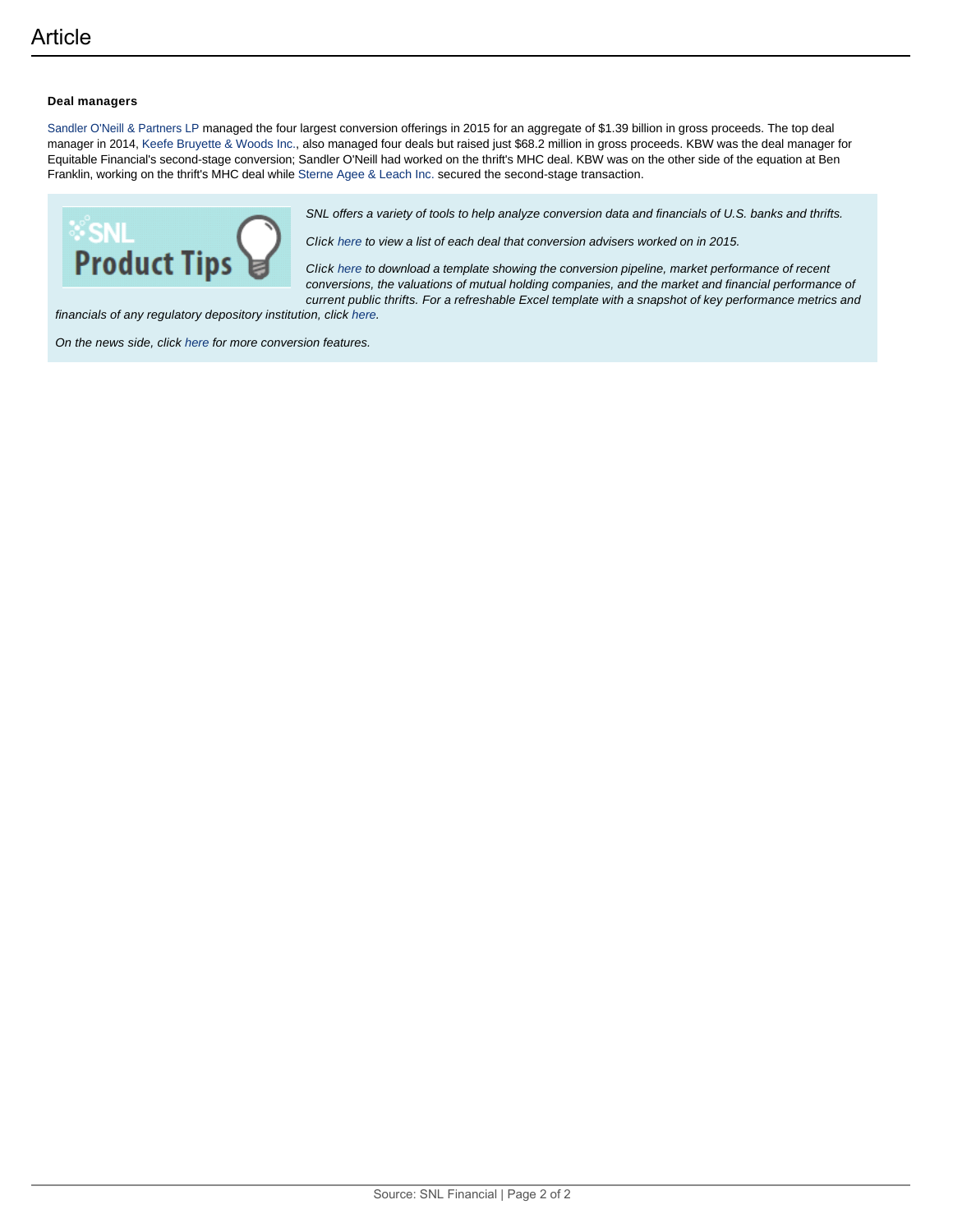**Deal managers**

Sandler O'Neill & Partners LP managed the four largest conversion offerings in 2015 for an aggregate of $1.39 billion in gross proceeds. The top deal manager in 2014, Keefe Bruyette & Woods Inc., also managed four deals but raised just $68.2 million in gross proceeds. KBW was the deal manager for Equitable Financial's second-stage conversion; Sandler O'Neill had worked on the thrift's MHC deal. KBW was on the other side of the equation at Ben Franklin, working on the thrift's MHC deal while Sterne Agee & Leach Inc. secured the second-stage transaction.

SNL Product Tips

*SNL offers a variety of tools to help analyze conversion data and financials of U.S. banks and thrifts.*

*Click here to view a list of each deal that conversion advisers worked on in 2015.*

*Click here to download a template showing the conversion pipeline, market performance of recent conversions, the valuations of mutual holding companies, and the market and financial performance of current public thrifts. For a refreshable Excel template with a snapshot of key performance metrics and financials of any regulatory depository institution, click here.*

*On the news side, click here for more conversion features.*